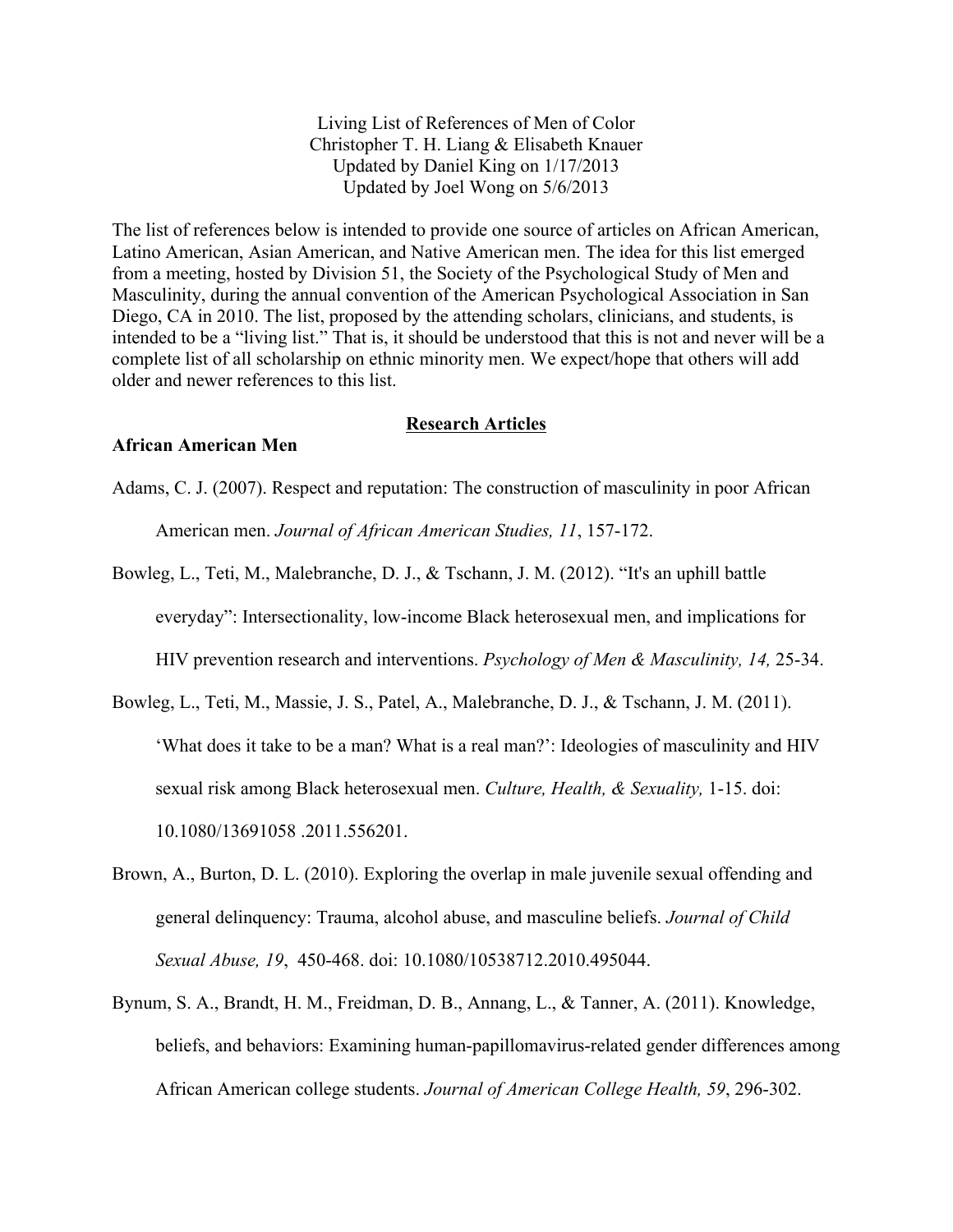Living List of References of Men of Color
Christopher T. H. Liang & Elisabeth Knauer
Updated by Daniel King on 1/17/2013
Updated by Joel Wong on 5/6/2013

The list of references below is intended to provide one source of articles on African American, Latino American, Asian American, and Native American men. The idea for this list emerged from a meeting, hosted by Division 51, the Society of the Psychological Study of Men and Masculinity, during the annual convention of the American Psychological Association in San Diego, CA in 2010. The list, proposed by the attending scholars, clinicians, and students, is intended to be a "living list." That is, it should be understood that this is not and never will be a complete list of all scholarship on ethnic minority men. We expect/hope that others will add older and newer references to this list.

## Research Articles

### African American Men

Adams, C. J. (2007). Respect and reputation: The construction of masculinity in poor African American men. *Journal of African American Studies, 11*, 157-172.

Bowleg, L., Teti, M., Malebranche, D. J., & Tschann, J. M. (2012). "It's an uphill battle everyday": Intersectionality, low-income Black heterosexual men, and implications for HIV prevention research and interventions. *Psychology of Men & Masculinity, 14,* 25-34.

Bowleg, L., Teti, M., Massie, J. S., Patel, A., Malebranche, D. J., & Tschann, J. M. (2011). 'What does it take to be a man? What is a real man?': Ideologies of masculinity and HIV sexual risk among Black heterosexual men. *Culture, Health, & Sexuality,* 1-15. doi: 10.1080/13691058 .2011.556201.

Brown, A., Burton, D. L. (2010). Exploring the overlap in male juvenile sexual offending and general delinquency: Trauma, alcohol abuse, and masculine beliefs. *Journal of Child Sexual Abuse, 19*, 450-468. doi: 10.1080/10538712.2010.495044.

Bynum, S. A., Brandt, H. M., Freidman, D. B., Annang, L., & Tanner, A. (2011). Knowledge, beliefs, and behaviors: Examining human-papillomavirus-related gender differences among African American college students. *Journal of American College Health, 59*, 296-302.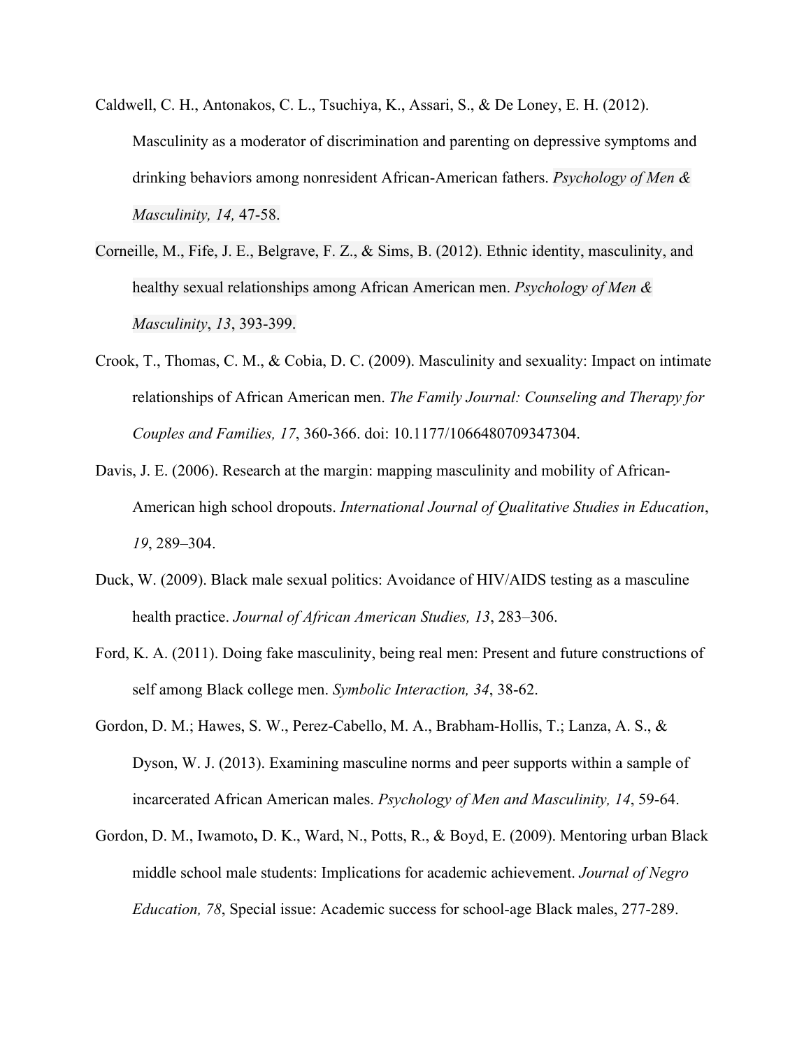Caldwell, C. H., Antonakos, C. L., Tsuchiya, K., Assari, S., & De Loney, E. H. (2012). Masculinity as a moderator of discrimination and parenting on depressive symptoms and drinking behaviors among nonresident African-American fathers. *Psychology of Men & Masculinity, 14,* 47-58.

Corneille, M., Fife, J. E., Belgrave, F. Z., & Sims, B. (2012). Ethnic identity, masculinity, and healthy sexual relationships among African American men. *Psychology of Men & Masculinity*, *13*, 393-399.

Crook, T., Thomas, C. M., & Cobia, D. C. (2009). Masculinity and sexuality: Impact on intimate relationships of African American men. *The Family Journal: Counseling and Therapy for Couples and Families, 17*, 360-366. doi: 10.1177/1066480709347304.

Davis, J. E. (2006). Research at the margin: mapping masculinity and mobility of African-American high school dropouts. *International Journal of Qualitative Studies in Education*, *19*, 289–304.

Duck, W. (2009). Black male sexual politics: Avoidance of HIV/AIDS testing as a masculine health practice. *Journal of African American Studies, 13*, 283–306.

Ford, K. A. (2011). Doing fake masculinity, being real men: Present and future constructions of self among Black college men. *Symbolic Interaction, 34*, 38-62.

Gordon, D. M.; Hawes, S. W., Perez-Cabello, M. A., Brabham-Hollis, T.; Lanza, A. S., & Dyson, W. J. (2013). Examining masculine norms and peer supports within a sample of incarcerated African American males. *Psychology of Men and Masculinity, 14*, 59-64.

Gordon, D. M., Iwamoto**,** D. K., Ward, N., Potts, R., & Boyd, E. (2009). Mentoring urban Black middle school male students: Implications for academic achievement. *Journal of Negro Education, 78*, Special issue: Academic success for school-age Black males, 277-289.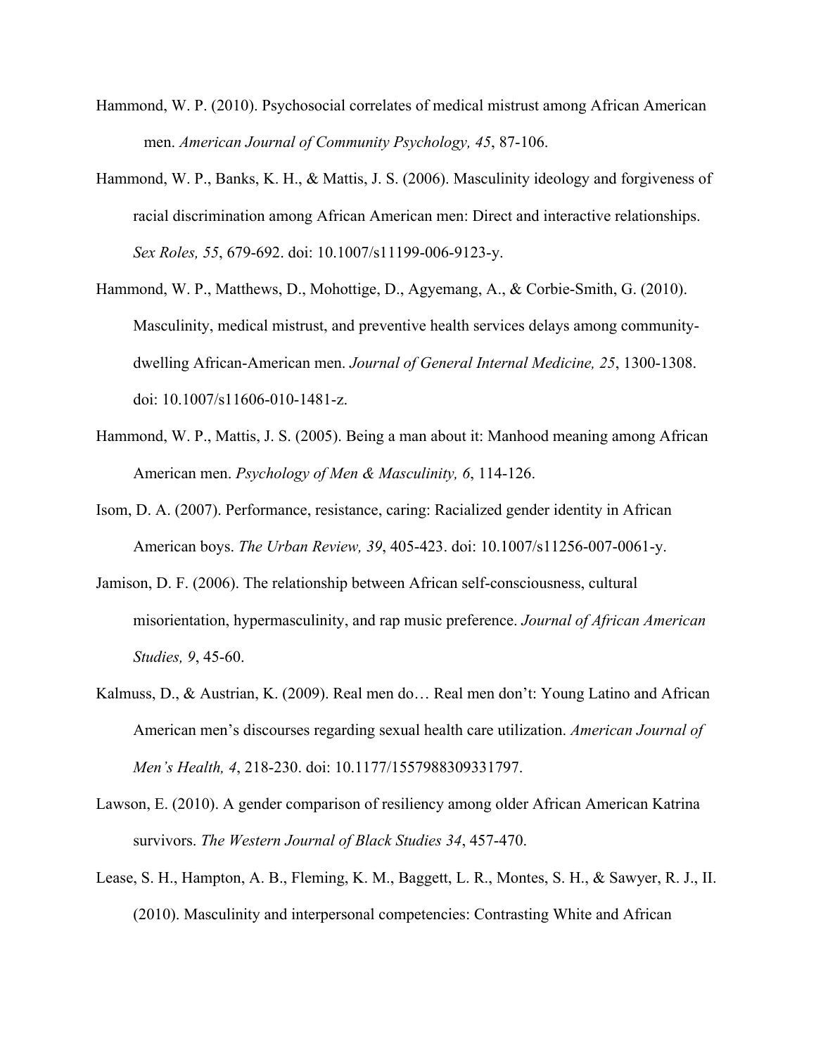Hammond, W. P. (2010). Psychosocial correlates of medical mistrust among African American men. *American Journal of Community Psychology, 45*, 87-106.

Hammond, W. P., Banks, K. H., & Mattis, J. S. (2006). Masculinity ideology and forgiveness of racial discrimination among African American men: Direct and interactive relationships. *Sex Roles, 55*, 679-692. doi: 10.1007/s11199-006-9123-y.

Hammond, W. P., Matthews, D., Mohottige, D., Agyemang, A., & Corbie-Smith, G. (2010). Masculinity, medical mistrust, and preventive health services delays among community-dwelling African-American men. *Journal of General Internal Medicine, 25*, 1300-1308. doi: 10.1007/s11606-010-1481-z.

Hammond, W. P., Mattis, J. S. (2005). Being a man about it: Manhood meaning among African American men. *Psychology of Men & Masculinity, 6*, 114-126.

Isom, D. A. (2007). Performance, resistance, caring: Racialized gender identity in African American boys. *The Urban Review, 39*, 405-423. doi: 10.1007/s11256-007-0061-y.

Jamison, D. F. (2006). The relationship between African self-consciousness, cultural misorientation, hypermasculinity, and rap music preference. *Journal of African American Studies, 9*, 45-60.

Kalmuss, D., & Austrian, K. (2009). Real men do… Real men don't: Young Latino and African American men's discourses regarding sexual health care utilization. *American Journal of Men's Health, 4*, 218-230. doi: 10.1177/1557988309331797.

Lawson, E. (2010). A gender comparison of resiliency among older African American Katrina survivors. *The Western Journal of Black Studies 34*, 457-470.

Lease, S. H., Hampton, A. B., Fleming, K. M., Baggett, L. R., Montes, S. H., & Sawyer, R. J., II. (2010). Masculinity and interpersonal competencies: Contrasting White and African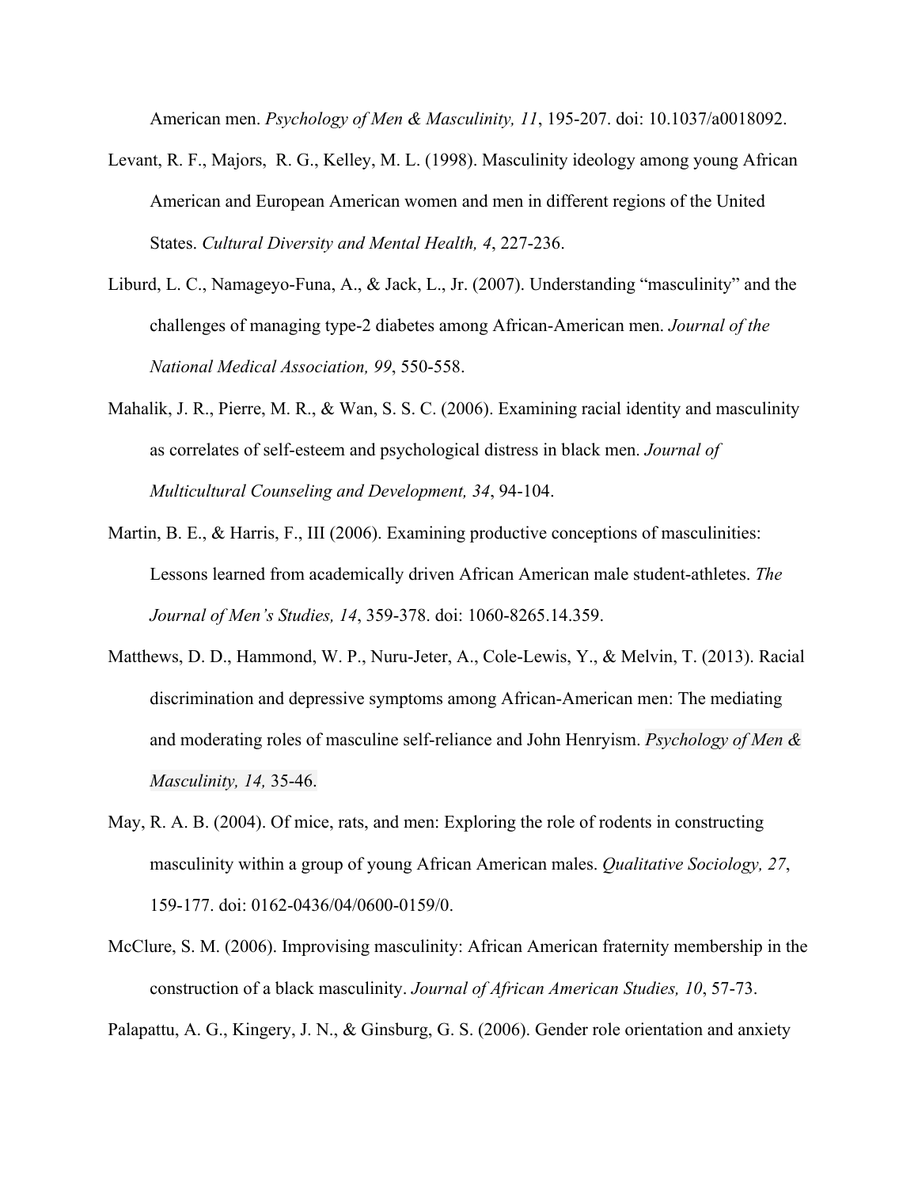American men. *Psychology of Men & Masculinity, 11*, 195-207. doi: 10.1037/a0018092.

Levant, R. F., Majors, R. G., Kelley, M. L. (1998). Masculinity ideology among young African American and European American women and men in different regions of the United States. *Cultural Diversity and Mental Health, 4*, 227-236.

Liburd, L. C., Namageyo-Funa, A., & Jack, L., Jr. (2007). Understanding "masculinity" and the challenges of managing type-2 diabetes among African-American men. *Journal of the National Medical Association, 99*, 550-558.

Mahalik, J. R., Pierre, M. R., & Wan, S. S. C. (2006). Examining racial identity and masculinity as correlates of self-esteem and psychological distress in black men. *Journal of Multicultural Counseling and Development, 34*, 94-104.

Martin, B. E., & Harris, F., III (2006). Examining productive conceptions of masculinities: Lessons learned from academically driven African American male student-athletes. *The Journal of Men's Studies, 14*, 359-378. doi: 1060-8265.14.359.

Matthews, D. D., Hammond, W. P., Nuru-Jeter, A., Cole-Lewis, Y., & Melvin, T. (2013). Racial discrimination and depressive symptoms among African-American men: The mediating and moderating roles of masculine self-reliance and John Henryism. *Psychology of Men & Masculinity, 14,* 35-46.

May, R. A. B. (2004). Of mice, rats, and men: Exploring the role of rodents in constructing masculinity within a group of young African American males. *Qualitative Sociology, 27*, 159-177. doi: 0162-0436/04/0600-0159/0.

McClure, S. M. (2006). Improvising masculinity: African American fraternity membership in the construction of a black masculinity. *Journal of African American Studies, 10*, 57-73.

Palapattu, A. G., Kingery, J. N., & Ginsburg, G. S. (2006). Gender role orientation and anxiety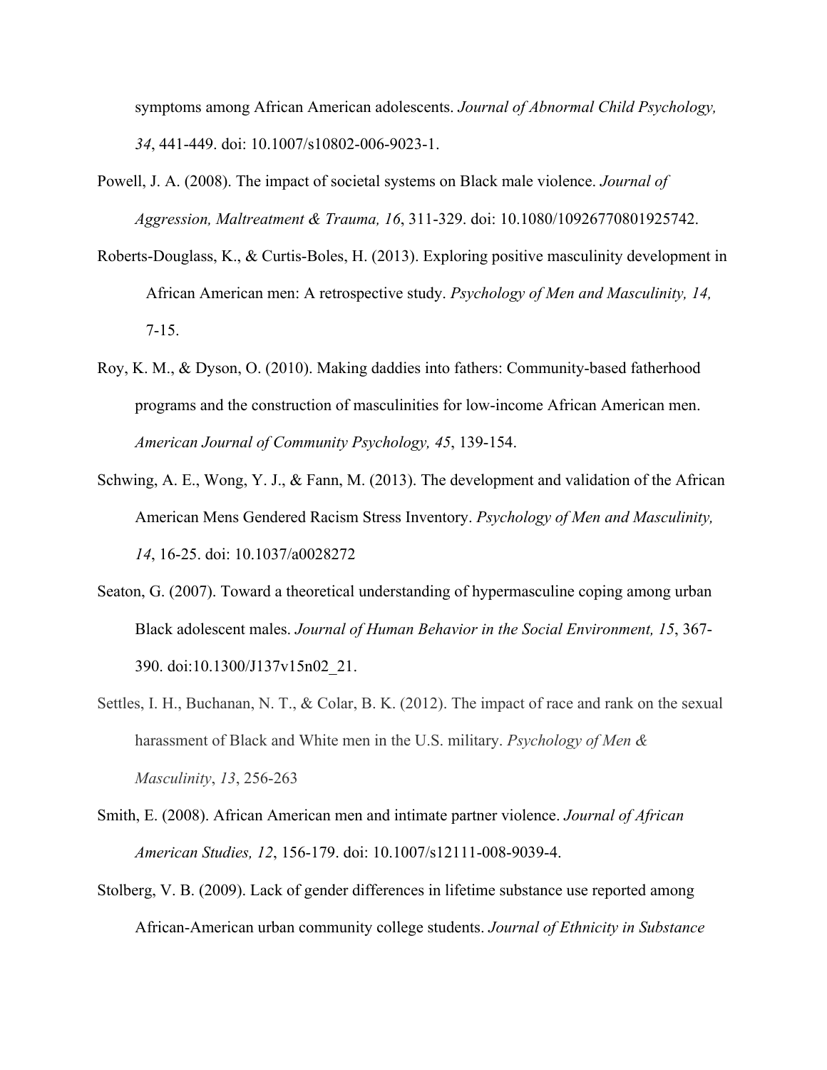symptoms among African American adolescents. *Journal of Abnormal Child Psychology, 34*, 441-449. doi: 10.1007/s10802-006-9023-1.

Powell, J. A. (2008). The impact of societal systems on Black male violence. *Journal of Aggression, Maltreatment & Trauma, 16*, 311-329. doi: 10.1080/10926770801925742.

Roberts-Douglass, K., & Curtis-Boles, H. (2013). Exploring positive masculinity development in African American men: A retrospective study. *Psychology of Men and Masculinity, 14,* 7-15.

Roy, K. M., & Dyson, O. (2010). Making daddies into fathers: Community-based fatherhood programs and the construction of masculinities for low-income African American men. *American Journal of Community Psychology, 45*, 139-154.

Schwing, A. E., Wong, Y. J., & Fann, M. (2013). The development and validation of the African American Mens Gendered Racism Stress Inventory. *Psychology of Men and Masculinity, 14*, 16-25. doi: 10.1037/a0028272

Seaton, G. (2007). Toward a theoretical understanding of hypermasculine coping among urban Black adolescent males. *Journal of Human Behavior in the Social Environment, 15*, 367-390. doi:10.1300/J137v15n02_21.

Settles, I. H., Buchanan, N. T., & Colar, B. K. (2012). The impact of race and rank on the sexual harassment of Black and White men in the U.S. military. *Psychology of Men & Masculinity*, *13*, 256-263

Smith, E. (2008). African American men and intimate partner violence. *Journal of African American Studies, 12*, 156-179. doi: 10.1007/s12111-008-9039-4.

Stolberg, V. B. (2009). Lack of gender differences in lifetime substance use reported among African-American urban community college students. *Journal of Ethnicity in Substance*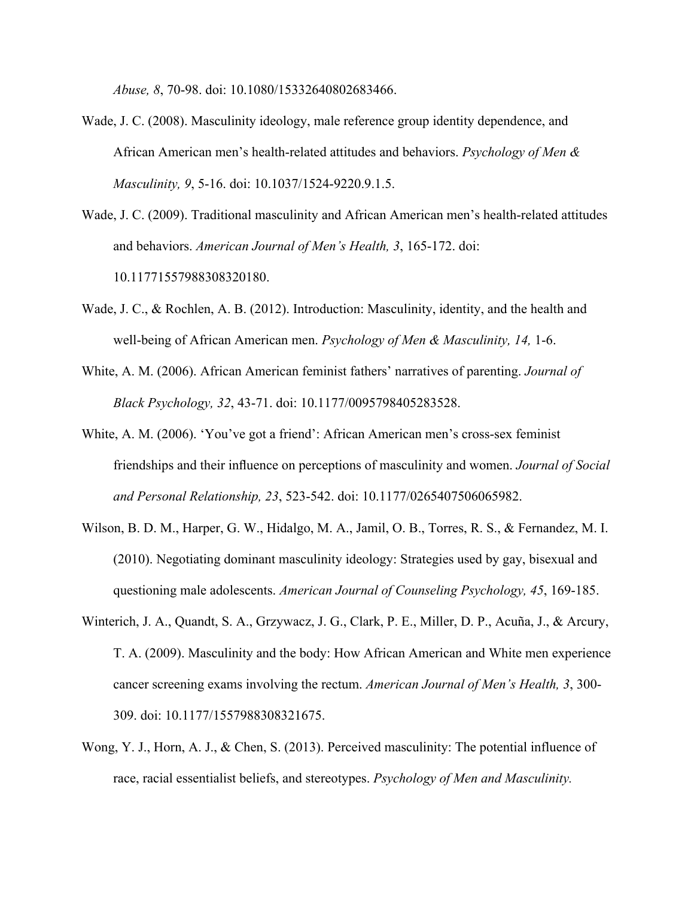*Abuse, 8*, 70-98. doi: 10.1080/15332640802683466.

Wade, J. C. (2008). Masculinity ideology, male reference group identity dependence, and African American men's health-related attitudes and behaviors. *Psychology of Men & Masculinity, 9*, 5-16. doi: 10.1037/1524-9220.9.1.5.

Wade, J. C. (2009). Traditional masculinity and African American men's health-related attitudes and behaviors. *American Journal of Men's Health, 3*, 165-172. doi: 10.11771557988308320180.

Wade, J. C., & Rochlen, A. B. (2012). Introduction: Masculinity, identity, and the health and well-being of African American men. *Psychology of Men & Masculinity, 14,* 1-6.

White, A. M. (2006). African American feminist fathers' narratives of parenting. *Journal of Black Psychology, 32*, 43-71. doi: 10.1177/0095798405283528.

White, A. M. (2006). 'You've got a friend': African American men's cross-sex feminist friendships and their influence on perceptions of masculinity and women. *Journal of Social and Personal Relationship, 23*, 523-542. doi: 10.1177/0265407506065982.

Wilson, B. D. M., Harper, G. W., Hidalgo, M. A., Jamil, O. B., Torres, R. S., & Fernandez, M. I. (2010). Negotiating dominant masculinity ideology: Strategies used by gay, bisexual and questioning male adolescents. *American Journal of Counseling Psychology, 45*, 169-185.

Winterich, J. A., Quandt, S. A., Grzywacz, J. G., Clark, P. E., Miller, D. P., Acuña, J., & Arcury, T. A. (2009). Masculinity and the body: How African American and White men experience cancer screening exams involving the rectum. *American Journal of Men's Health, 3*, 300-309. doi: 10.1177/1557988308321675.

Wong, Y. J., Horn, A. J., & Chen, S. (2013). Perceived masculinity: The potential influence of race, racial essentialist beliefs, and stereotypes. *Psychology of Men and Masculinity.*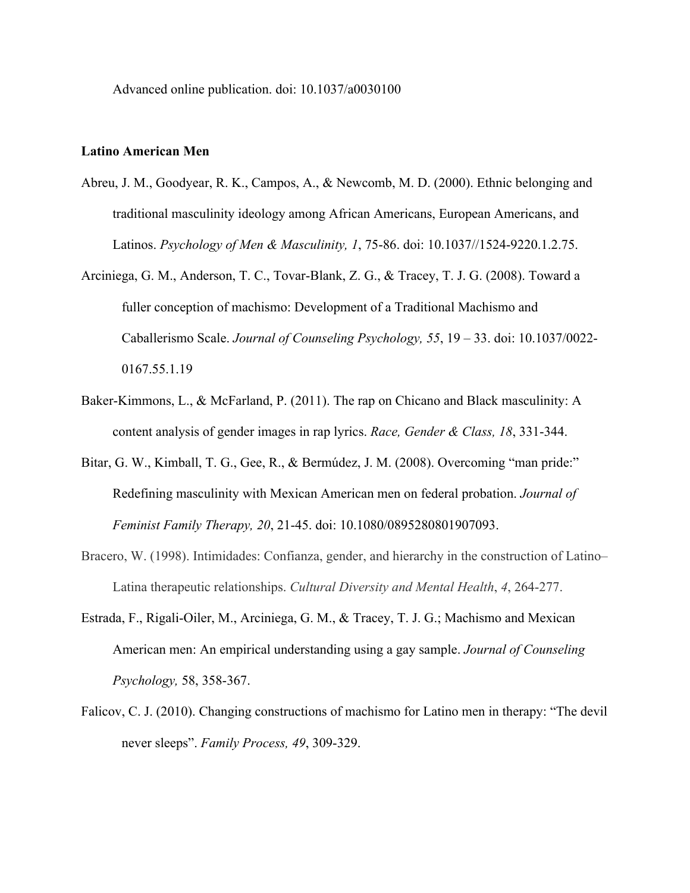Advanced online publication. doi: 10.1037/a0030100

**Latino American Men**

Abreu, J. M., Goodyear, R. K., Campos, A., & Newcomb, M. D. (2000). Ethnic belonging and traditional masculinity ideology among African Americans, European Americans, and Latinos. *Psychology of Men & Masculinity, 1*, 75-86. doi: 10.1037//1524-9220.1.2.75.

Arciniega, G. M., Anderson, T. C., Tovar-Blank, Z. G., & Tracey, T. J. G. (2008). Toward a fuller conception of machismo: Development of a Traditional Machismo and Caballerismo Scale. *Journal of Counseling Psychology, 55*, 19 – 33. doi: 10.1037/0022-0167.55.1.19

Baker-Kimmons, L., & McFarland, P. (2011). The rap on Chicano and Black masculinity: A content analysis of gender images in rap lyrics. *Race, Gender & Class, 18*, 331-344.

Bitar, G. W., Kimball, T. G., Gee, R., & Bermúdez, J. M. (2008). Overcoming "man pride:" Redefining masculinity with Mexican American men on federal probation. *Journal of Feminist Family Therapy, 20*, 21-45. doi: 10.1080/0895280801907093.

Bracero, W. (1998). Intimidades: Confianza, gender, and hierarchy in the construction of Latino–Latina therapeutic relationships. *Cultural Diversity and Mental Health*, *4*, 264-277.

Estrada, F., Rigali-Oiler, M., Arciniega, G. M., & Tracey, T. J. G.; Machismo and Mexican American men: An empirical understanding using a gay sample. *Journal of Counseling Psychology,* 58, 358-367.

Falicov, C. J. (2010). Changing constructions of machismo for Latino men in therapy: "The devil never sleeps". *Family Process, 49*, 309-329.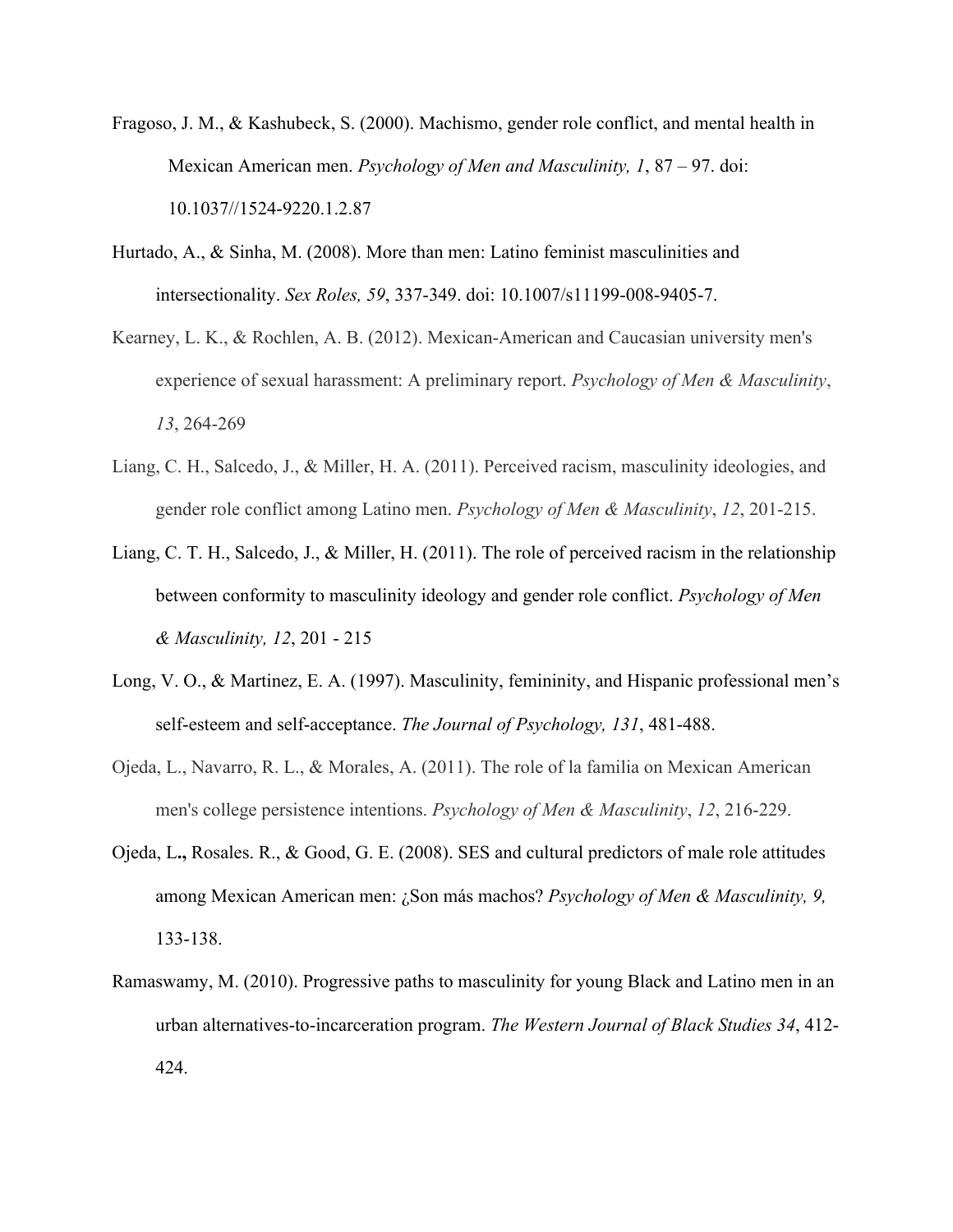Fragoso, J. M., & Kashubeck, S. (2000). Machismo, gender role conflict, and mental health in Mexican American men. *Psychology of Men and Masculinity, 1*, 87 – 97. doi: 10.1037//1524-9220.1.2.87

Hurtado, A., & Sinha, M. (2008). More than men: Latino feminist masculinities and intersectionality. *Sex Roles, 59*, 337-349. doi: 10.1007/s11199-008-9405-7.

Kearney, L. K., & Rochlen, A. B. (2012). Mexican-American and Caucasian university men's experience of sexual harassment: A preliminary report. *Psychology of Men & Masculinity*, *13*, 264-269

Liang, C. H., Salcedo, J., & Miller, H. A. (2011). Perceived racism, masculinity ideologies, and gender role conflict among Latino men. *Psychology of Men & Masculinity*, *12*, 201-215.

Liang, C. T. H., Salcedo, J., & Miller, H. (2011). The role of perceived racism in the relationship between conformity to masculinity ideology and gender role conflict. *Psychology of Men & Masculinity, 12*, 201 - 215

Long, V. O., & Martinez, E. A. (1997). Masculinity, femininity, and Hispanic professional men's self-esteem and self-acceptance. *The Journal of Psychology, 131*, 481-488.

Ojeda, L., Navarro, R. L., & Morales, A. (2011). The role of la familia on Mexican American men's college persistence intentions. *Psychology of Men & Masculinity*, *12*, 216-229.

Ojeda, L**.,** Rosales. R., & Good, G. E. (2008). SES and cultural predictors of male role attitudes among Mexican American men: ¿Son más machos? *Psychology of Men & Masculinity, 9,* 133-138.

Ramaswamy, M. (2010). Progressive paths to masculinity for young Black and Latino men in an urban alternatives-to-incarceration program. *The Western Journal of Black Studies 34*, 412-424.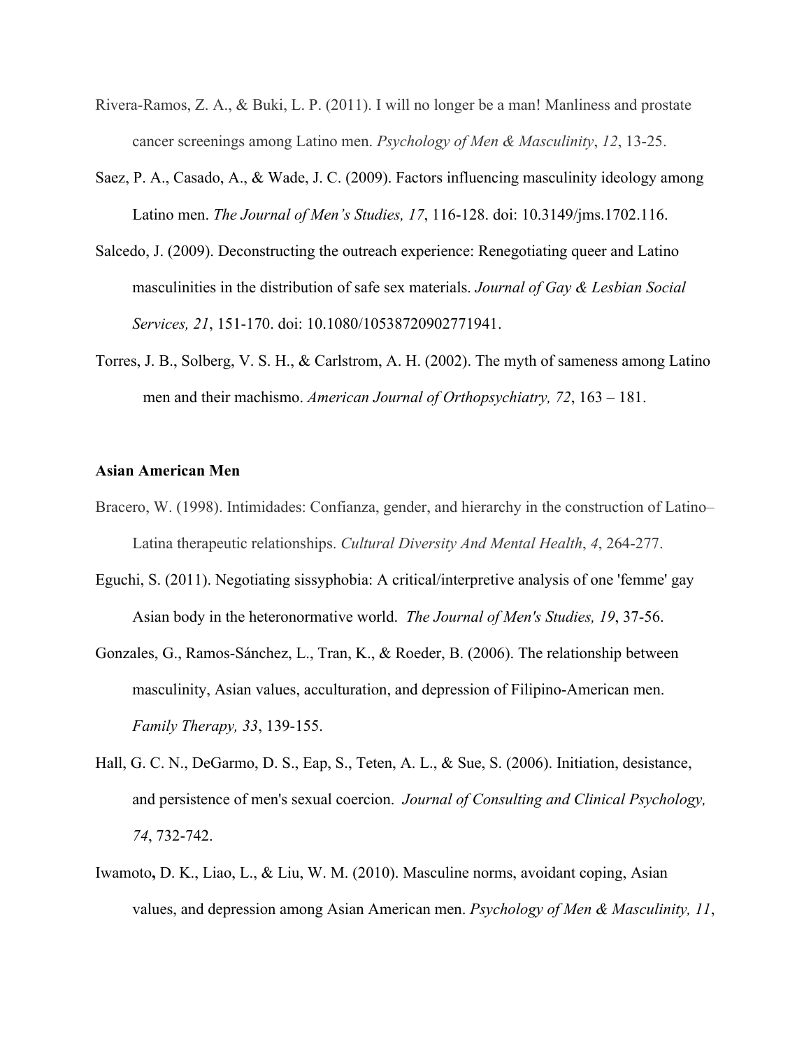Rivera-Ramos, Z. A., & Buki, L. P. (2011). I will no longer be a man! Manliness and prostate cancer screenings among Latino men. *Psychology of Men & Masculinity*, *12*, 13-25.

Saez, P. A., Casado, A., & Wade, J. C. (2009). Factors influencing masculinity ideology among Latino men. *The Journal of Men's Studies, 17*, 116-128. doi: 10.3149/jms.1702.116.

Salcedo, J. (2009). Deconstructing the outreach experience: Renegotiating queer and Latino masculinities in the distribution of safe sex materials. *Journal of Gay & Lesbian Social Services, 21*, 151-170. doi: 10.1080/10538720902771941.

Torres, J. B., Solberg, V. S. H., & Carlstrom, A. H. (2002). The myth of sameness among Latino men and their machismo. *American Journal of Orthopsychiatry, 72*, 163 – 181.

**Asian American Men**

Bracero, W. (1998). Intimidades: Confianza, gender, and hierarchy in the construction of Latino–Latina therapeutic relationships. *Cultural Diversity And Mental Health*, *4*, 264-277.

Eguchi, S. (2011). Negotiating sissyphobia: A critical/interpretive analysis of one 'femme' gay Asian body in the heteronormative world. *The Journal of Men's Studies, 19*, 37-56.

Gonzales, G., Ramos-Sánchez, L., Tran, K., & Roeder, B. (2006). The relationship between masculinity, Asian values, acculturation, and depression of Filipino-American men. *Family Therapy, 33*, 139-155.

Hall, G. C. N., DeGarmo, D. S., Eap, S., Teten, A. L., & Sue, S. (2006). Initiation, desistance, and persistence of men's sexual coercion. *Journal of Consulting and Clinical Psychology, 74*, 732-742.

Iwamoto**,** D. K., Liao, L., & Liu, W. M. (2010). Masculine norms, avoidant coping, Asian values, and depression among Asian American men. *Psychology of Men & Masculinity, 11*,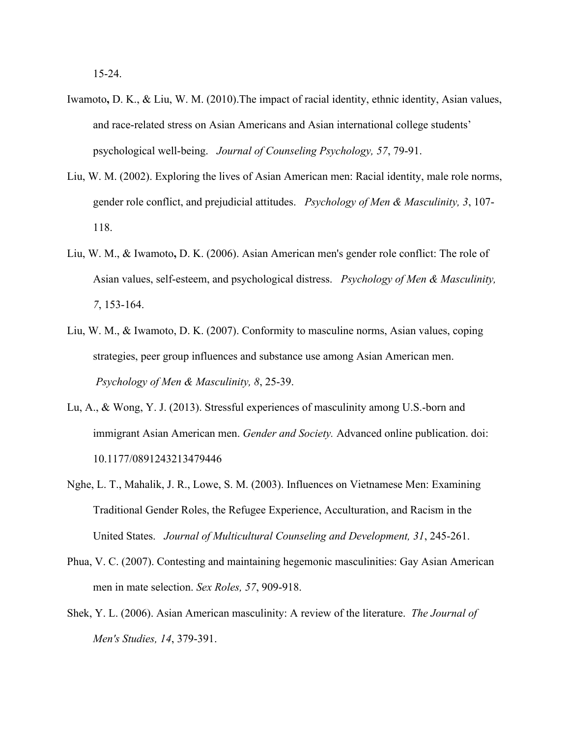15-24.

Iwamoto, D. K., & Liu, W. M. (2010).The impact of racial identity, ethnic identity, Asian values, and race-related stress on Asian Americans and Asian international college students' psychological well-being. *Journal of Counseling Psychology, 57*, 79-91.

Liu, W. M. (2002). Exploring the lives of Asian American men: Racial identity, male role norms, gender role conflict, and prejudicial attitudes. *Psychology of Men & Masculinity, 3*, 107-118.

Liu, W. M., & Iwamoto, D. K. (2006). Asian American men's gender role conflict: The role of Asian values, self-esteem, and psychological distress. *Psychology of Men & Masculinity, 7*, 153-164.

Liu, W. M., & Iwamoto, D. K. (2007). Conformity to masculine norms, Asian values, coping strategies, peer group influences and substance use among Asian American men. *Psychology of Men & Masculinity, 8*, 25-39.

Lu, A., & Wong, Y. J. (2013). Stressful experiences of masculinity among U.S.-born and immigrant Asian American men. *Gender and Society.* Advanced online publication. doi: 10.1177/0891243213479446

Nghe, L. T., Mahalik, J. R., Lowe, S. M. (2003). Influences on Vietnamese Men: Examining Traditional Gender Roles, the Refugee Experience, Acculturation, and Racism in the United States. *Journal of Multicultural Counseling and Development, 31*, 245-261.

Phua, V. C. (2007). Contesting and maintaining hegemonic masculinities: Gay Asian American men in mate selection. *Sex Roles, 57*, 909-918.

Shek, Y. L. (2006). Asian American masculinity: A review of the literature. *The Journal of Men's Studies, 14*, 379-391.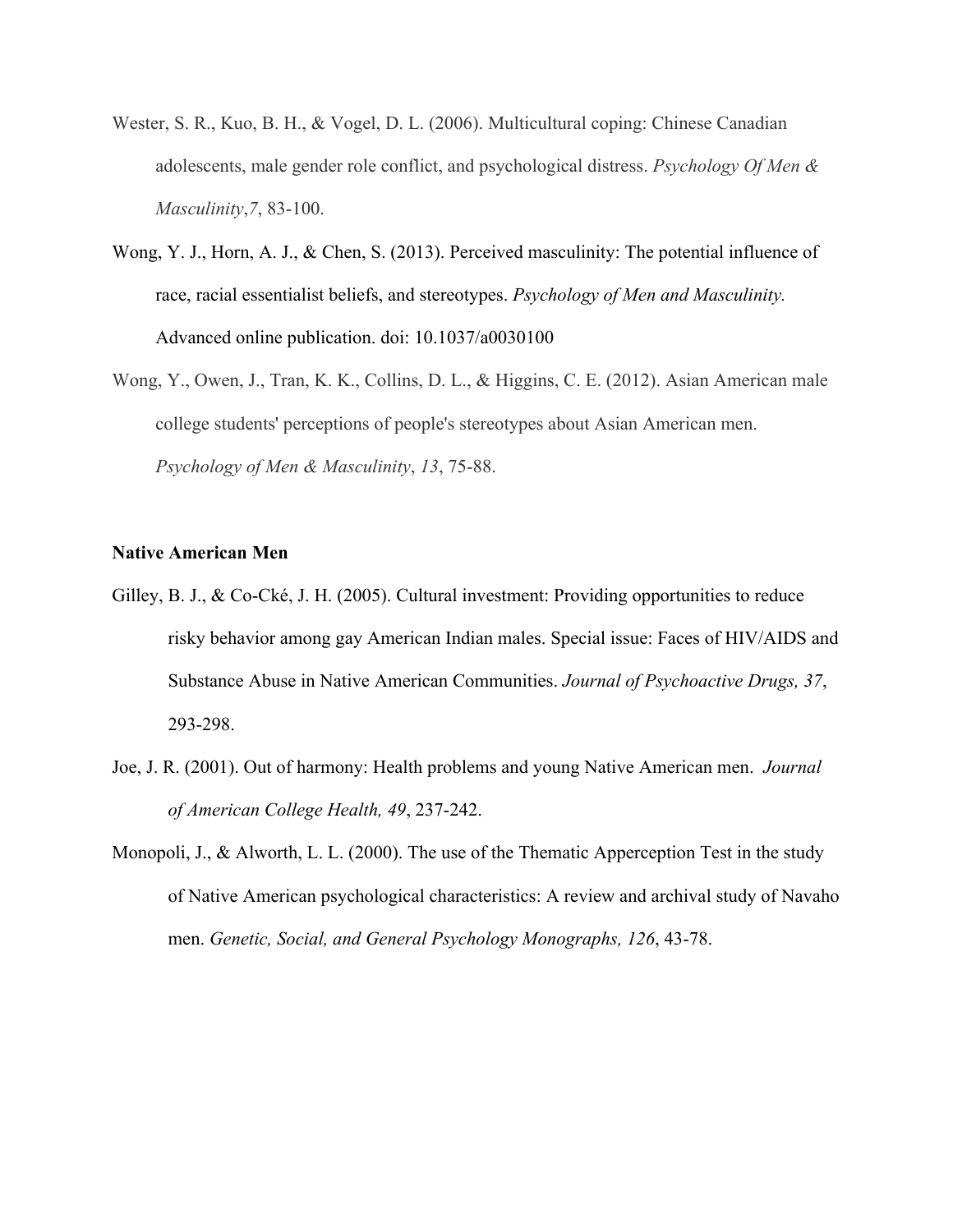Wester, S. R., Kuo, B. H., & Vogel, D. L. (2006). Multicultural coping: Chinese Canadian adolescents, male gender role conflict, and psychological distress. *Psychology Of Men & Masculinity*,*7*, 83-100.

Wong, Y. J., Horn, A. J., & Chen, S. (2013). Perceived masculinity: The potential influence of race, racial essentialist beliefs, and stereotypes. *Psychology of Men and Masculinity.* Advanced online publication. doi: 10.1037/a0030100

Wong, Y., Owen, J., Tran, K. K., Collins, D. L., & Higgins, C. E. (2012). Asian American male college students' perceptions of people's stereotypes about Asian American men. *Psychology of Men & Masculinity*, *13*, 75-88.

**Native American Men**

Gilley, B. J., & Co-Cké, J. H. (2005). Cultural investment: Providing opportunities to reduce risky behavior among gay American Indian males. Special issue: Faces of HIV/AIDS and Substance Abuse in Native American Communities. *Journal of Psychoactive Drugs, 37*, 293-298.

Joe, J. R. (2001). Out of harmony: Health problems and young Native American men. *Journal of American College Health, 49*, 237-242.

Monopoli, J., & Alworth, L. L. (2000). The use of the Thematic Apperception Test in the study of Native American psychological characteristics: A review and archival study of Navaho men. *Genetic, Social, and General Psychology Monographs, 126*, 43-78.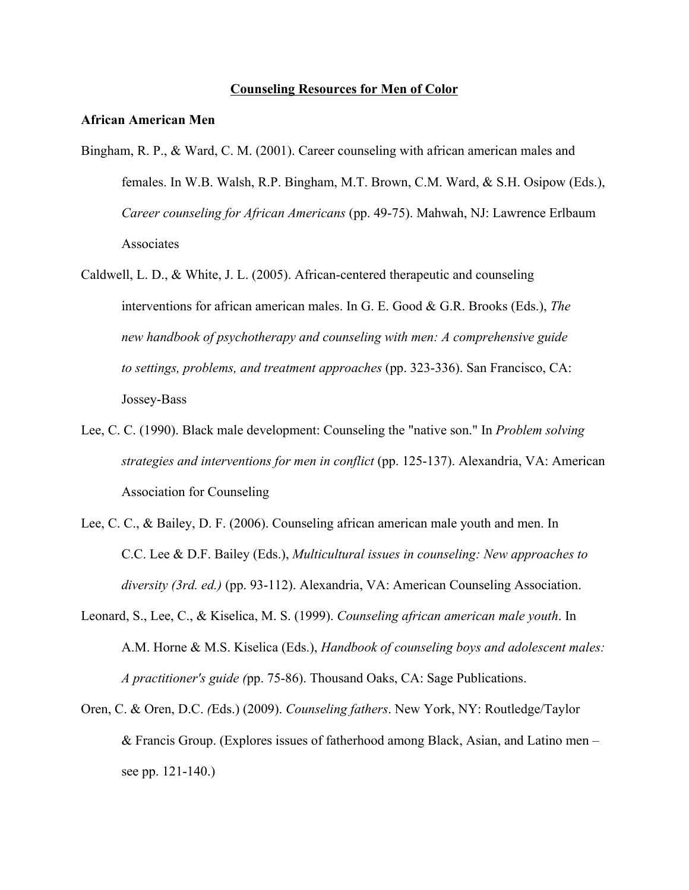# <u>Counseling Resources for Men of Color</u>

## African American Men

Bingham, R. P., & Ward, C. M. (2001). Career counseling with african american males and females. In W.B. Walsh, R.P. Bingham, M.T. Brown, C.M. Ward, & S.H. Osipow (Eds.), *Career counseling for African Americans* (pp. 49-75). Mahwah, NJ: Lawrence Erlbaum Associates

Caldwell, L. D., & White, J. L. (2005). African-centered therapeutic and counseling interventions for african american males. In G. E. Good & G.R. Brooks (Eds.), *The new handbook of psychotherapy and counseling with men: A comprehensive guide to settings, problems, and treatment approaches* (pp. 323-336). San Francisco, CA: Jossey-Bass

Lee, C. C. (1990). Black male development: Counseling the "native son." In *Problem solving strategies and interventions for men in conflict* (pp. 125-137). Alexandria, VA: American Association for Counseling

Lee, C. C., & Bailey, D. F. (2006). Counseling african american male youth and men. In C.C. Lee & D.F. Bailey (Eds.), *Multicultural issues in counseling: New approaches to diversity (3rd. ed.)* (pp. 93-112). Alexandria, VA: American Counseling Association.

Leonard, S., Lee, C., & Kiselica, M. S. (1999). *Counseling african american male youth*. In A.M. Horne & M.S. Kiselica (Eds.), *Handbook of counseling boys and adolescent males: A practitioner's guide (*pp. 75-86). Thousand Oaks, CA: Sage Publications.

Oren, C. & Oren, D.C. *(*Eds.) (2009). *Counseling fathers*. New York, NY: Routledge/Taylor & Francis Group. (Explores issues of fatherhood among Black, Asian, and Latino men – see pp. 121-140.)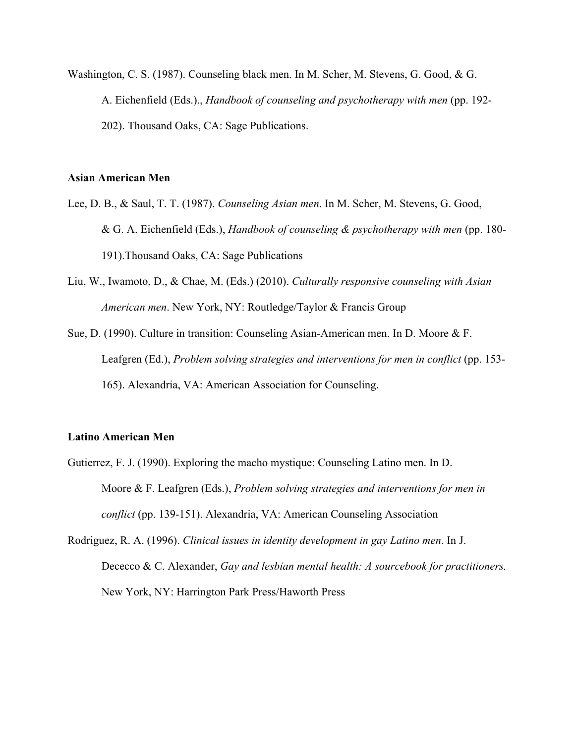Washington, C. S. (1987). Counseling black men. In M. Scher, M. Stevens, G. Good, & G. A. Eichenfield (Eds.)., *Handbook of counseling and psychotherapy with men* (pp. 192-202). Thousand Oaks, CA: Sage Publications.

**Asian American Men**

Lee, D. B., & Saul, T. T. (1987). *Counseling Asian men*. In M. Scher, M. Stevens, G. Good, & G. A. Eichenfield (Eds.), *Handbook of counseling & psychotherapy with men* (pp. 180-191).Thousand Oaks, CA: Sage Publications

Liu, W., Iwamoto, D., & Chae, M. (Eds.) (2010). *Culturally responsive counseling with Asian American men*. New York, NY: Routledge/Taylor & Francis Group

Sue, D. (1990). Culture in transition: Counseling Asian-American men. In D. Moore & F. Leafgren (Ed.), *Problem solving strategies and interventions for men in conflict* (pp. 153-165). Alexandria, VA: American Association for Counseling.

**Latino American Men**

Gutierrez, F. J. (1990). Exploring the macho mystique: Counseling Latino men. In D. Moore & F. Leafgren (Eds.), *Problem solving strategies and interventions for men in conflict* (pp. 139-151). Alexandria, VA: American Counseling Association

Rodriguez, R. A. (1996). *Clinical issues in identity development in gay Latino men*. In J. Dececco & C. Alexander, *Gay and lesbian mental health: A sourcebook for practitioners.* New York, NY: Harrington Park Press/Haworth Press